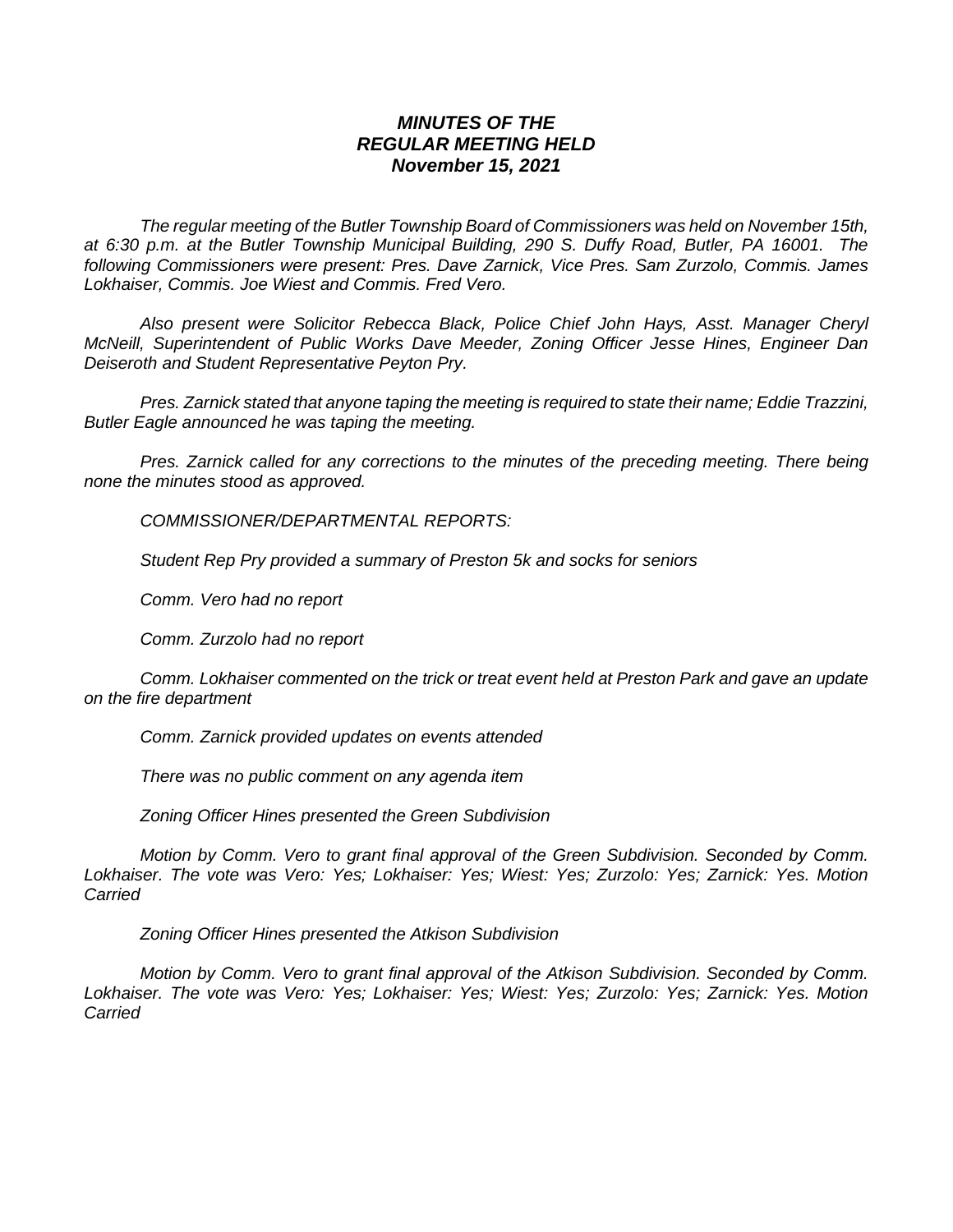***MINUTES OF THE***
***REGULAR MEETING HELD***
***November 15, 2021***

*The regular meeting of the Butler Township Board of Commissioners was held on November 15th, at 6:30 p.m. at the Butler Township Municipal Building, 290 S. Duffy Road, Butler, PA 16001. The following Commissioners were present: Pres. Dave Zarnick, Vice Pres. Sam Zurzolo, Commis. James Lokhaiser, Commis. Joe Wiest and Commis. Fred Vero.*

*Also present were Solicitor Rebecca Black, Police Chief John Hays, Asst. Manager Cheryl McNeill, Superintendent of Public Works Dave Meeder, Zoning Officer Jesse Hines, Engineer Dan Deiseroth and Student Representative Peyton Pry.*

*Pres. Zarnick stated that anyone taping the meeting is required to state their name; Eddie Trazzini, Butler Eagle announced he was taping the meeting.*

*Pres. Zarnick called for any corrections to the minutes of the preceding meeting. There being none the minutes stood as approved.*

*COMMISSIONER/DEPARTMENTAL REPORTS:*

*Student Rep Pry provided a summary of Preston 5k and socks for seniors*

*Comm. Vero had no report*

*Comm. Zurzolo had no report*

*Comm. Lokhaiser commented on the trick or treat event held at Preston Park and gave an update on the fire department*

*Comm. Zarnick provided updates on events attended*

*There was no public comment on any agenda item*

*Zoning Officer Hines presented the Green Subdivision*

*Motion by Comm. Vero to grant final approval of the Green Subdivision. Seconded by Comm. Lokhaiser. The vote was Vero: Yes; Lokhaiser: Yes; Wiest: Yes; Zurzolo: Yes; Zarnick: Yes. Motion Carried*

*Zoning Officer Hines presented the Atkison Subdivision*

*Motion by Comm. Vero to grant final approval of the Atkison Subdivision. Seconded by Comm. Lokhaiser. The vote was Vero: Yes; Lokhaiser: Yes; Wiest: Yes; Zurzolo: Yes; Zarnick: Yes. Motion Carried*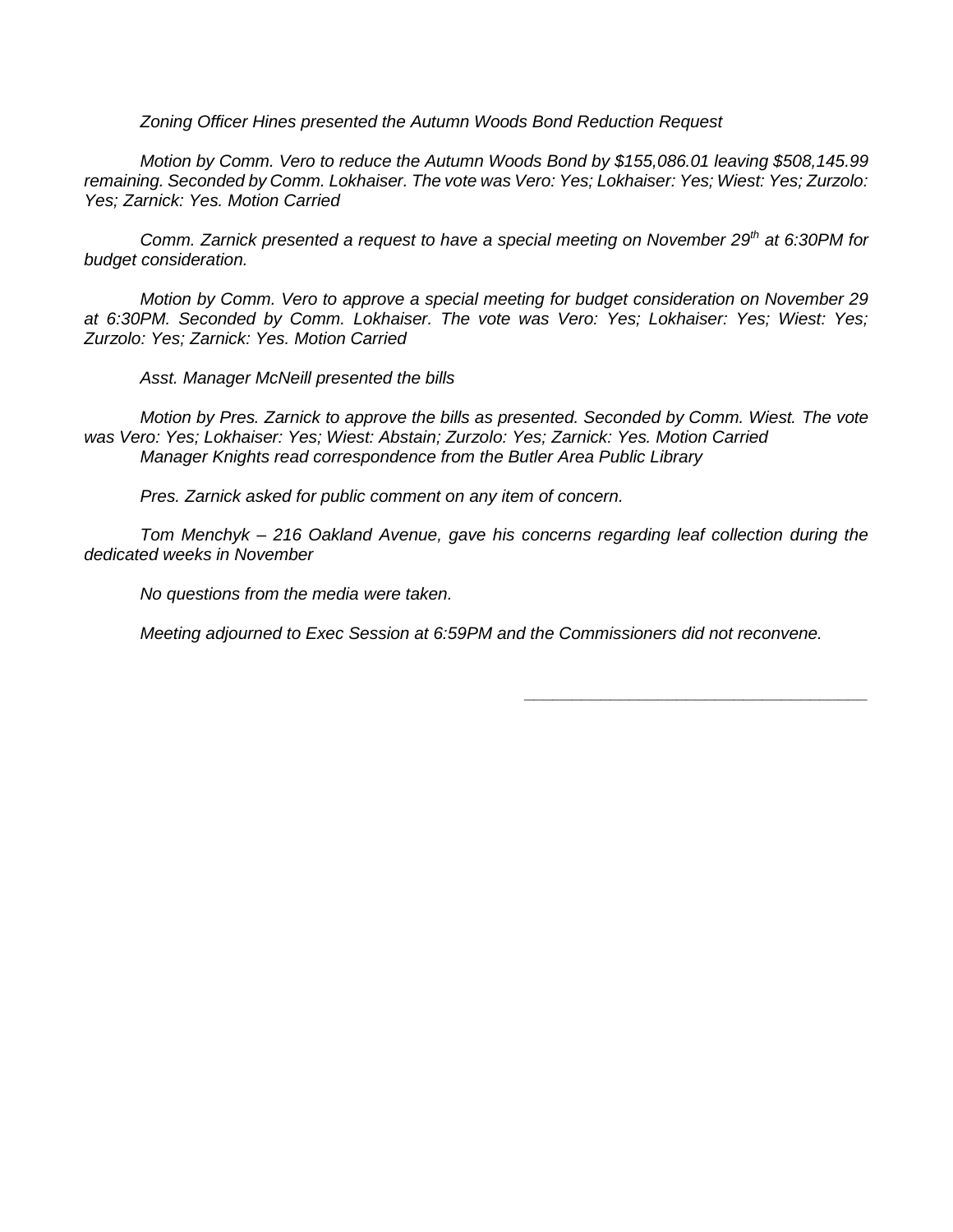*Zoning Officer Hines presented the Autumn Woods Bond Reduction Request*

*Motion by Comm. Vero to reduce the Autumn Woods Bond by $155,086.01 leaving $508,145.99 remaining. Seconded by Comm. Lokhaiser. The vote was Vero: Yes; Lokhaiser: Yes; Wiest: Yes; Zurzolo: Yes; Zarnick: Yes. Motion Carried*

*Comm. Zarnick presented a request to have a special meeting on November 29th at 6:30PM for budget consideration.*

*Motion by Comm. Vero to approve a special meeting for budget consideration on November 29 at 6:30PM. Seconded by Comm. Lokhaiser. The vote was Vero: Yes; Lokhaiser: Yes; Wiest: Yes; Zurzolo: Yes; Zarnick: Yes. Motion Carried*

*Asst. Manager McNeill presented the bills*

*Motion by Pres. Zarnick to approve the bills as presented. Seconded by Comm. Wiest. The vote was Vero: Yes; Lokhaiser: Yes; Wiest: Abstain; Zurzolo: Yes; Zarnick: Yes. Motion Carried*
*Manager Knights read correspondence from the Butler Area Public Library*

*Pres. Zarnick asked for public comment on any item of concern.*

*Tom Menchyk – 216 Oakland Avenue, gave his concerns regarding leaf collection during the dedicated weeks in November*

*No questions from the media were taken.*

*Meeting adjourned to Exec Session at 6:59PM and the Commissioners did not reconvene.*

\_\_\_\_\_\_\_\_\_\_\_\_\_\_\_\_\_\_\_\_\_\_\_\_\_\_\_\_\_\_\_\_\_\_\_\_